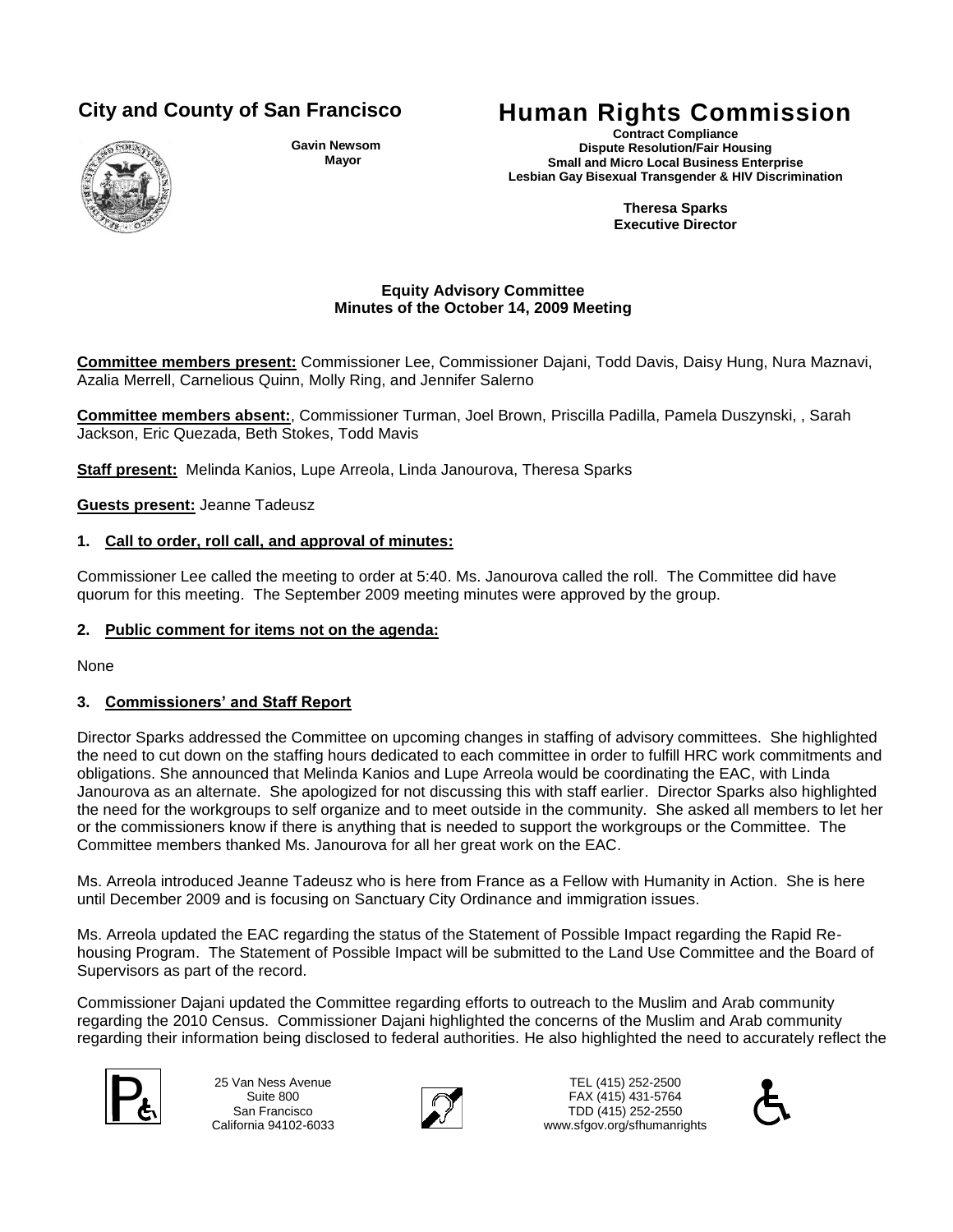**City and County of San Francisco**

**Gavin Newsom**
**Mayor**

# Human Rights Commission

**Contract Compliance**
**Dispute Resolution/Fair Housing**
**Small and Micro Local Business Enterprise**
**Lesbian Gay Bisexual Transgender & HIV Discrimination**

**Theresa Sparks**
**Executive Director**

**Equity Advisory Committee**
**Minutes of the October 14, 2009 Meeting**

**Committee members present:** Commissioner Lee, Commissioner Dajani, Todd Davis, Daisy Hung, Nura Maznavi, Azalia Merrell, Carnelious Quinn, Molly Ring, and Jennifer Salerno

**Committee members absent:**, Commissioner Turman, Joel Brown, Priscilla Padilla, Pamela Duszynski, , Sarah Jackson, Eric Quezada, Beth Stokes, Todd Mavis

**Staff present:** Melinda Kanios, Lupe Arreola, Linda Janourova, Theresa Sparks

**Guests present:** Jeanne Tadeusz

## 1. Call to order, roll call, and approval of minutes:

Commissioner Lee called the meeting to order at 5:40. Ms. Janourova called the roll. The Committee did have quorum for this meeting. The September 2009 meeting minutes were approved by the group.

## 2. Public comment for items not on the agenda:

None

## 3. Commissioners' and Staff Report

Director Sparks addressed the Committee on upcoming changes in staffing of advisory committees. She highlighted the need to cut down on the staffing hours dedicated to each committee in order to fulfill HRC work commitments and obligations. She announced that Melinda Kanios and Lupe Arreola would be coordinating the EAC, with Linda Janourova as an alternate. She apologized for not discussing this with staff earlier. Director Sparks also highlighted the need for the workgroups to self organize and to meet outside in the community. She asked all members to let her or the commissioners know if there is anything that is needed to support the workgroups or the Committee. The Committee members thanked Ms. Janourova for all her great work on the EAC.

Ms. Arreola introduced Jeanne Tadeusz who is here from France as a Fellow with Humanity in Action. She is here until December 2009 and is focusing on Sanctuary City Ordinance and immigration issues.

Ms. Arreola updated the EAC regarding the status of the Statement of Possible Impact regarding the Rapid Re-housing Program. The Statement of Possible Impact will be submitted to the Land Use Committee and the Board of Supervisors as part of the record.

Commissioner Dajani updated the Committee regarding efforts to outreach to the Muslim and Arab community regarding the 2010 Census. Commissioner Dajani highlighted the concerns of the Muslim and Arab community regarding their information being disclosed to federal authorities. He also highlighted the need to accurately reflect the

25 Van Ness Avenue
Suite 800
San Francisco
California 94102-6033

TEL (415) 252-2500
FAX (415) 431-5764
TDD (415) 252-2550
www.sfgov.org/sfhumanrights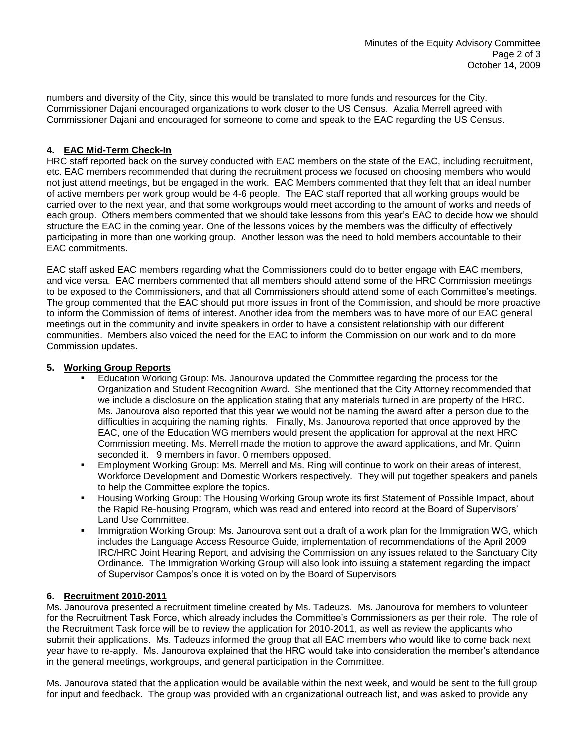numbers and diversity of the City, since this would be translated to more funds and resources for the City. Commissioner Dajani encouraged organizations to work closer to the US Census. Azalia Merrell agreed with Commissioner Dajani and encouraged for someone to come and speak to the EAC regarding the US Census.

**4. EAC Mid-Term Check-In**

HRC staff reported back on the survey conducted with EAC members on the state of the EAC, including recruitment, etc. EAC members recommended that during the recruitment process we focused on choosing members who would not just attend meetings, but be engaged in the work. EAC Members commented that they felt that an ideal number of active members per work group would be 4-6 people. The EAC staff reported that all working groups would be carried over to the next year, and that some workgroups would meet according to the amount of works and needs of each group. Others members commented that we should take lessons from this year's EAC to decide how we should structure the EAC in the coming year. One of the lessons voices by the members was the difficulty of effectively participating in more than one working group. Another lesson was the need to hold members accountable to their EAC commitments.

EAC staff asked EAC members regarding what the Commissioners could do to better engage with EAC members, and vice versa. EAC members commented that all members should attend some of the HRC Commission meetings to be exposed to the Commissioners, and that all Commissioners should attend some of each Committee's meetings. The group commented that the EAC should put more issues in front of the Commission, and should be more proactive to inform the Commission of items of interest. Another idea from the members was to have more of our EAC general meetings out in the community and invite speakers in order to have a consistent relationship with our different communities. Members also voiced the need for the EAC to inform the Commission on our work and to do more Commission updates.

**5. Working Group Reports**

- Education Working Group: Ms. Janourova updated the Committee regarding the process for the Organization and Student Recognition Award. She mentioned that the City Attorney recommended that we include a disclosure on the application stating that any materials turned in are property of the HRC. Ms. Janourova also reported that this year we would not be naming the award after a person due to the difficulties in acquiring the naming rights. Finally, Ms. Janourova reported that once approved by the EAC, one of the Education WG members would present the application for approval at the next HRC Commission meeting. Ms. Merrell made the motion to approve the award applications, and Mr. Quinn seconded it. 9 members in favor. 0 members opposed.
- Employment Working Group: Ms. Merrell and Ms. Ring will continue to work on their areas of interest, Workforce Development and Domestic Workers respectively. They will put together speakers and panels to help the Committee explore the topics.
- Housing Working Group: The Housing Working Group wrote its first Statement of Possible Impact, about the Rapid Re-housing Program, which was read and entered into record at the Board of Supervisors' Land Use Committee.
- Immigration Working Group: Ms. Janourova sent out a draft of a work plan for the Immigration WG, which includes the Language Access Resource Guide, implementation of recommendations of the April 2009 IRC/HRC Joint Hearing Report, and advising the Commission on any issues related to the Sanctuary City Ordinance. The Immigration Working Group will also look into issuing a statement regarding the impact of Supervisor Campos's once it is voted on by the Board of Supervisors

**6. Recruitment 2010-2011**

Ms. Janourova presented a recruitment timeline created by Ms. Tadeuzs. Ms. Janourova for members to volunteer for the Recruitment Task Force, which already includes the Committee's Commissioners as per their role. The role of the Recruitment Task force will be to review the application for 2010-2011, as well as review the applicants who submit their applications. Ms. Tadeuzs informed the group that all EAC members who would like to come back next year have to re-apply. Ms. Janourova explained that the HRC would take into consideration the member's attendance in the general meetings, workgroups, and general participation in the Committee.

Ms. Janourova stated that the application would be available within the next week, and would be sent to the full group for input and feedback. The group was provided with an organizational outreach list, and was asked to provide any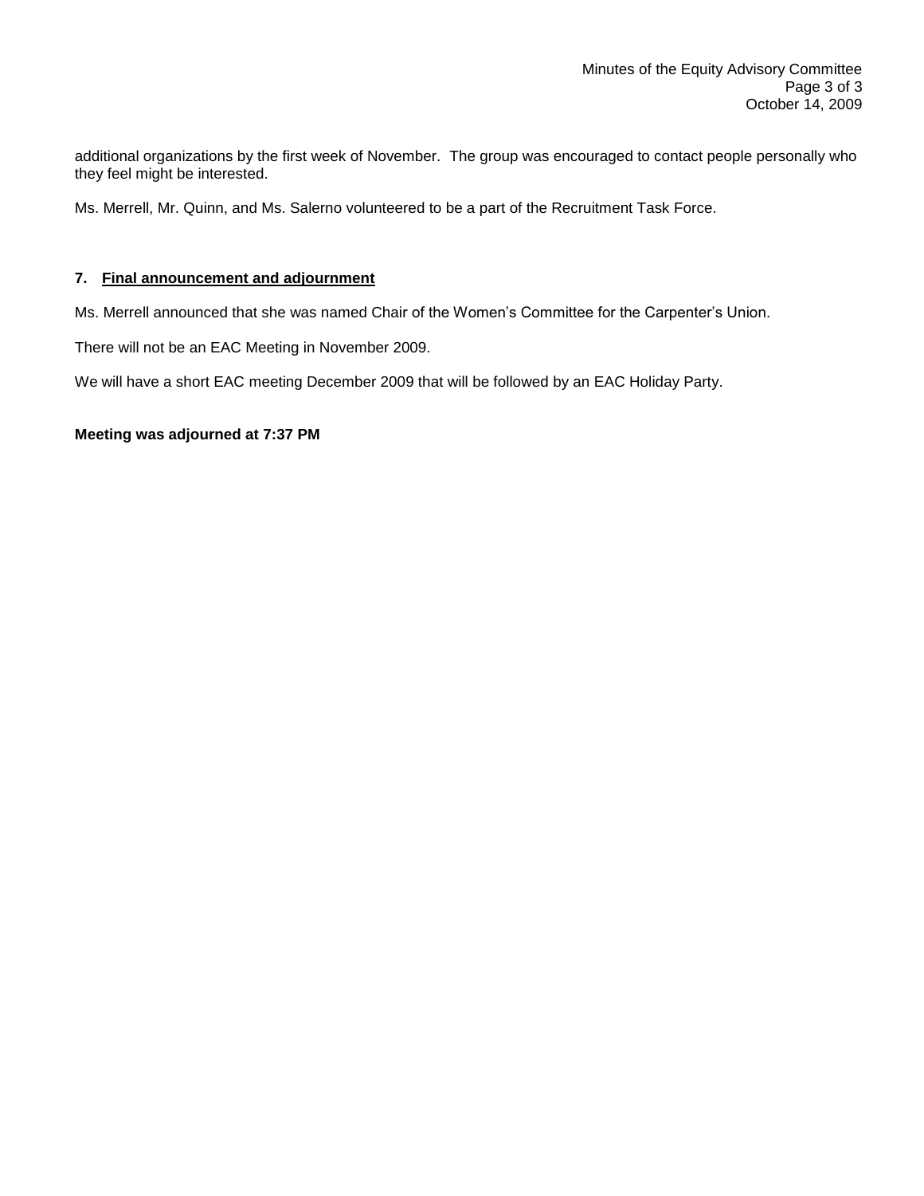additional organizations by the first week of November. The group was encouraged to contact people personally who they feel might be interested.

Ms. Merrell, Mr. Quinn, and Ms. Salerno volunteered to be a part of the Recruitment Task Force.

**7. Final announcement and adjournment**

Ms. Merrell announced that she was named Chair of the Women's Committee for the Carpenter's Union.

There will not be an EAC Meeting in November 2009.

We will have a short EAC meeting December 2009 that will be followed by an EAC Holiday Party.

**Meeting was adjourned at 7:37 PM**